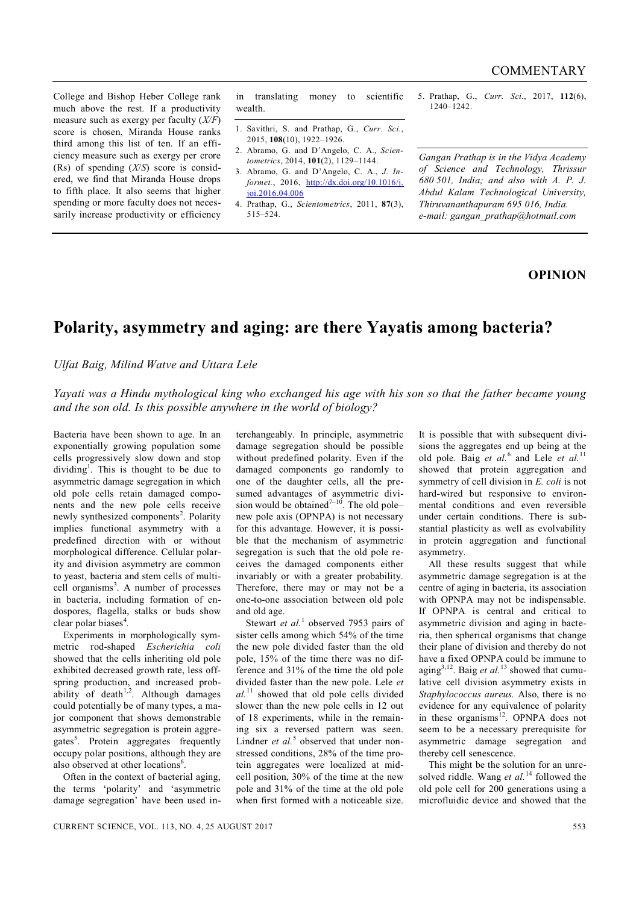College and Bishop Heber College rank much above the rest. If a productivity measure such as exergy per faculty ($X/F$) score is chosen, Miranda House ranks third among this list of ten. If an efficiency measure such as exergy per crore (Rs) of spending ($X/S$) score is considered, we find that Miranda House drops to fifth place. It also seems that higher spending or more faculty does not necessarily increase productivity or efficiency in translating money to scientific wealth.

1. Savithri, S. and Prathap, G., *Curr. Sci.*, 2015, **108**(10), 1922–1926.
2. Abramo, G. and D'Angelo, C. A., *Scientometrics*, 2014, **101**(2), 1129–1144.
3. Abramo, G. and D'Angelo, C. A., *J. Informet.*, 2016, http://dx.doi.org/10.1016/j.joi.2016.04.006
4. Prathap, G., *Scientometrics*, 2011, **87**(3), 515–524.
5. Prathap, G., *Curr. Sci.*, 2017, **112**(6), 1240–1242.

*Gangan Prathap is in the Vidya Academy of Science and Technology, Thrissur 680 501, India; and also with A. P. J. Abdul Kalam Technological University, Thiruvananthapuram 695 016, India.*
*e-mail: gangan_prathap@hotmail.com*

## OPINION

# Polarity, asymmetry and aging: are there Yayatis among bacteria?

*Ulfat Baig, Milind Watve and Uttara Lele*

*Yayati was a Hindu mythological king who exchanged his age with his son so that the father became young and the son old. Is this possible anywhere in the world of biology?*

Bacteria have been shown to age. In an exponentially growing population some cells progressively slow down and stop dividing[1]. This is thought to be due to asymmetric damage segregation in which old pole cells retain damaged components and the new pole cells receive newly synthesized components[2]. Polarity implies functional asymmetry with a predefined direction with or without morphological difference. Cellular polarity and division asymmetry are common to yeast, bacteria and stem cells of multicell organisms[3]. A number of processes in bacteria, including formation of endospores, flagella, stalks or buds show clear polar biases[4].

Experiments in morphologically symmetric rod-shaped *Escherichia coli* showed that the cells inheriting old pole exhibited decreased growth rate, less offspring production, and increased probability of death[1,2]. Although damages could potentially be of many types, a major component that shows demonstrable asymmetric segregation is protein aggregates[5]. Protein aggregates frequently occupy polar positions, although they are also observed at other locations[6].

Often in the context of bacterial aging, the terms 'polarity' and 'asymmetric damage segregation' have been used interchangeably. In principle, asymmetric damage segregation should be possible without predefined polarity. Even if the damaged components go randomly to one of the daughter cells, all the presumed advantages of asymmetric division would be obtained[7–10]. The old pole–new pole axis (OPNPA) is not necessary for this advantage. However, it is possible that the mechanism of asymmetric segregation is such that the old pole receives the damaged components either invariably or with a greater probability. Therefore, there may or may not be a one-to-one association between old pole and old age.

Stewart *et al.*[1] observed 7953 pairs of sister cells among which 54% of the time the new pole divided faster than the old pole, 15% of the time there was no difference and 31% of the time the old pole divided faster than the new pole. Lele *et al.*[11] showed that old pole cells divided slower than the new pole cells in 12 out of 18 experiments, while in the remaining six a reversed pattern was seen. Lindner *et al.*[5] observed that under non-stressed conditions, 28% of the time protein aggregates were localized at mid-cell position, 30% of the time at the new pole and 31% of the time at the old pole when first formed with a noticeable size. It is possible that with subsequent divisions the aggregates end up being at the old pole. Baig *et al.*[6] and Lele *et al.*[11] showed that protein aggregation and symmetry of cell division in *E. coli* is not hard-wired but responsive to environmental conditions and even reversible under certain conditions. There is substantial plasticity as well as evolvability in protein aggregation and functional asymmetry.

All these results suggest that while asymmetric damage segregation is at the centre of aging in bacteria, its association with OPNPA may not be indispensable. If OPNPA is central and critical to asymmetric division and aging in bacteria, then spherical organisms that change their plane of division and thereby do not have a fixed OPNPA could be immune to aging[3,12]. Baig *et al.*[13] showed that cumulative cell division asymmetry exists in *Staphylococcus aureus.* Also, there is no evidence for any equivalence of polarity in these organisms[12]. OPNPA does not seem to be a necessary prerequisite for asymmetric damage segregation and thereby cell senescence.

This might be the solution for an unresolved riddle. Wang *et al.*[14] followed the old pole cell for 200 generations using a microfluidic device and showed that the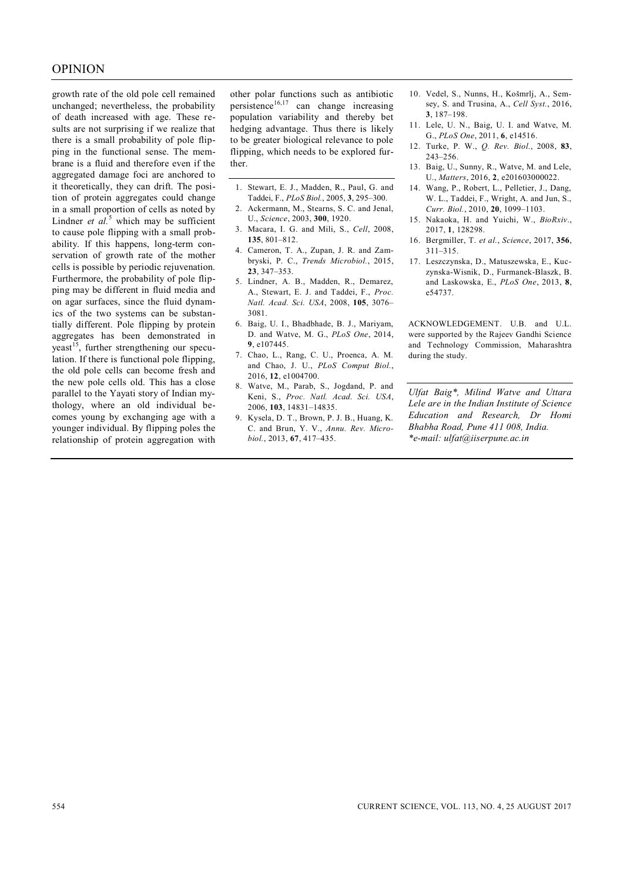growth rate of the old pole cell remained unchanged; nevertheless, the probability of death increased with age. These results are not surprising if we realize that there is a small probability of pole flipping in the functional sense. The membrane is a fluid and therefore even if the aggregated damage foci are anchored to it theoretically, they can drift. The position of protein aggregates could change in a small proportion of cells as noted by Lindner *et al.*[5] which may be sufficient to cause pole flipping with a small probability. If this happens, long-term conservation of growth rate of the mother cells is possible by periodic rejuvenation. Furthermore, the probability of pole flipping may be different in fluid media and on agar surfaces, since the fluid dynamics of the two systems can be substantially different. Pole flipping by protein aggregates has been demonstrated in yeast[15], further strengthening our speculation. If there is functional pole flipping, the old pole cells can become fresh and the new pole cells old. This has a close parallel to the Yayati story of Indian mythology, where an old individual becomes young by exchanging age with a younger individual. By flipping poles the relationship of protein aggregation with other polar functions such as antibiotic persistence[16,17] can change increasing population variability and thereby bet hedging advantage. Thus there is likely to be greater biological relevance to pole flipping, which needs to be explored further.

1. Stewart, E. J., Madden, R., Paul, G. and Taddei, F., *PLoS Biol.*, 2005, **3**, 295–300.
2. Ackermann, M., Stearns, S. C. and Jenal, U., *Science*, 2003, **300**, 1920.
3. Macara, I. G. and Mili, S., *Cell*, 2008, **135**, 801–812.
4. Cameron, T. A., Zupan, J. R. and Zambryski, P. C., *Trends Microbiol.*, 2015, **23**, 347–353.
5. Lindner, A. B., Madden, R., Demarez, A., Stewart, E. J. and Taddei, F., *Proc. Natl. Acad. Sci. USA*, 2008, **105**, 3076–3081.
6. Baig, U. I., Bhadbhade, B. J., Mariyam, D. and Watve, M. G., *PLoS One*, 2014, **9**, e107445.
7. Chao, L., Rang, C. U., Proenca, A. M. and Chao, J. U., *PLoS Comput Biol.*, 2016, **12**, e1004700.
8. Watve, M., Parab, S., Jogdand, P. and Keni, S., *Proc. Natl. Acad. Sci. USA*, 2006, **103**, 14831–14835.
9. Kysela, D. T., Brown, P. J. B., Huang, K. C. and Brun, Y. V., *Annu. Rev. Microbiol.*, 2013, **67**, 417–435.
10. Vedel, S., Nunns, H., Košmrlj, A., Semsey, S. and Trusina, A., *Cell Syst.*, 2016, **3**, 187–198.
11. Lele, U. N., Baig, U. I. and Watve, M. G., *PLoS One*, 2011, **6**, e14516.
12. Turke, P. W., *Q. Rev. Biol.*, 2008, **83**, 243–256.
13. Baig, U., Sunny, R., Watve, M. and Lele, U., *Matters*, 2016, **2**, e201603000022.
14. Wang, P., Robert, L., Pelletier, J., Dang, W. L., Taddei, F., Wright, A. and Jun, S., *Curr. Biol.*, 2010, **20**, 1099–1103.
15. Nakaoka, H. and Yuichi, W., *BioRxiv*., 2017, **1**, 128298.
16. Bergmiller, T. *et al.*, *Science*, 2017, **356**, 311–315.
17. Leszczynska, D., Matuszewska, E., Kuczynska-Wisnik, D., Furmanek-Blaszk, B. and Laskowska, E., *PLoS One*, 2013, **8**, e54737.

ACKNOWLEDGEMENT. U.B. and U.L. were supported by the Rajeev Gandhi Science and Technology Commission, Maharashtra during the study.

*Ulfat Baig\*, Milind Watve and Uttara Lele are in the Indian Institute of Science Education and Research, Dr Homi Bhabha Road, Pune 411 008, India.*
*\*e-mail: ulfat@iiserpune.ac.in*